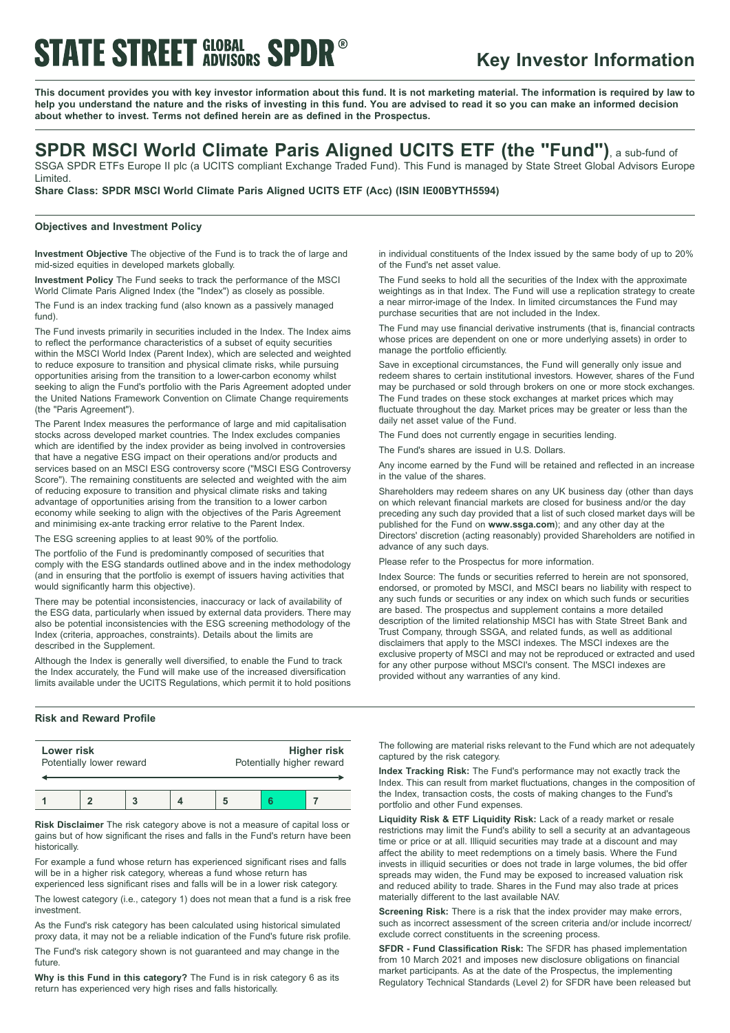# Key Investor Information

**This document provides you with key investor information about this fund. It is not marketing material. The information is required by law to help you understand the nature and the risks of investing in this fund. You are advised to read it so you can make an informed decision about whether to invest. Terms not defined herein are as defined in the Prospectus.**

## SPDR MSCI World Climate Paris Aligned UCITS ETF (the "Fund"), a sub-fund of SSGA SPDR ETFs Europe II plc (a UCITS compliant Exchange Traded Fund). This Fund is managed by State Street Global Advisors Europe Limited.

**Share Class: SPDR MSCI World Climate Paris Aligned UCITS ETF (Acc) (ISIN IE00BYTH5594)**

### Objectives and Investment Policy

**Investment Objective** The objective of the Fund is to track the of large and mid-sized equities in developed markets globally.

**Investment Policy** The Fund seeks to track the performance of the MSCI World Climate Paris Aligned Index (the "Index") as closely as possible.

The Fund is an index tracking fund (also known as a passively managed fund).

The Fund invests primarily in securities included in the Index. The Index aims to reflect the performance characteristics of a subset of equity securities within the MSCI World Index (Parent Index), which are selected and weighted to reduce exposure to transition and physical climate risks, while pursuing opportunities arising from the transition to a lower-carbon economy whilst seeking to align the Fund's portfolio with the Paris Agreement adopted under the United Nations Framework Convention on Climate Change requirements (the "Paris Agreement").

The Parent Index measures the performance of large and mid capitalisation stocks across developed market countries. The Index excludes companies which are identified by the index provider as being involved in controversies that have a negative ESG impact on their operations and/or products and services based on an MSCI ESG controversy score ("MSCI ESG Controversy Score"). The remaining constituents are selected and weighted with the aim of reducing exposure to transition and physical climate risks and taking advantage of opportunities arising from the transition to a lower carbon economy while seeking to align with the objectives of the Paris Agreement and minimising ex-ante tracking error relative to the Parent Index.

The ESG screening applies to at least 90% of the portfolio.

The portfolio of the Fund is predominantly composed of securities that comply with the ESG standards outlined above and in the index methodology (and in ensuring that the portfolio is exempt of issuers having activities that would significantly harm this objective).

There may be potential inconsistencies, inaccuracy or lack of availability of the ESG data, particularly when issued by external data providers. There may also be potential inconsistencies with the ESG screening methodology of the Index (criteria, approaches, constraints). Details about the limits are described in the Supplement.

Although the Index is generally well diversified, to enable the Fund to track the Index accurately, the Fund will make use of the increased diversification limits available under the UCITS Regulations, which permit it to hold positions in individual constituents of the Index issued by the same body of up to 20% of the Fund's net asset value.

The Fund seeks to hold all the securities of the Index with the approximate weightings as in that Index. The Fund will use a replication strategy to create a near mirror-image of the Index. In limited circumstances the Fund may purchase securities that are not included in the Index.

The Fund may use financial derivative instruments (that is, financial contracts whose prices are dependent on one or more underlying assets) in order to manage the portfolio efficiently.

Save in exceptional circumstances, the Fund will generally only issue and redeem shares to certain institutional investors. However, shares of the Fund may be purchased or sold through brokers on one or more stock exchanges. The Fund trades on these stock exchanges at market prices which may fluctuate throughout the day. Market prices may be greater or less than the daily net asset value of the Fund.

The Fund does not currently engage in securities lending.

The Fund's shares are issued in U.S. Dollars.

Any income earned by the Fund will be retained and reflected in an increase in the value of the shares.

Shareholders may redeem shares on any UK business day (other than days on which relevant financial markets are closed for business and/or the day preceding any such day provided that a list of such closed market days will be published for the Fund on **www.ssga.com**); and any other day at the Directors' discretion (acting reasonably) provided Shareholders are notified in advance of any such days.

Please refer to the Prospectus for more information.

Index Source: The funds or securities referred to herein are not sponsored, endorsed, or promoted by MSCI, and MSCI bears no liability with respect to any such funds or securities or any index on which such funds or securities are based. The prospectus and supplement contains a more detailed description of the limited relationship MSCI has with State Street Bank and Trust Company, through SSGA, and related funds, as well as additional disclaimers that apply to the MSCI indexes. The MSCI indexes are the exclusive property of MSCI and may not be reproduced or extracted and used for any other purpose without MSCI's consent. The MSCI indexes are provided without any warranties of any kind.

### Risk and Reward Profile

| **Lower risk** Potentially lower reward | | | | | | **Higher risk** Potentially higher reward |
|---|---|---|---|---|---|---|
| 1 | 2 | 3 | 4 | 5 | **6** | 7 |

**Risk Disclaimer** The risk category above is not a measure of capital loss or gains but of how significant the rises and falls in the Fund's return have been historically.

For example a fund whose return has experienced significant rises and falls will be in a higher risk category, whereas a fund whose return has experienced less significant rises and falls will be in a lower risk category.

The lowest category (i.e., category 1) does not mean that a fund is a risk free investment.

As the Fund's risk category has been calculated using historical simulated proxy data, it may not be a reliable indication of the Fund's future risk profile.

The Fund's risk category shown is not guaranteed and may change in the future.

**Why is this Fund in this category?** The Fund is in risk category 6 as its return has experienced very high rises and falls historically.

The following are material risks relevant to the Fund which are not adequately captured by the risk category.

**Index Tracking Risk:** The Fund's performance may not exactly track the Index. This can result from market fluctuations, changes in the composition of the Index, transaction costs, the costs of making changes to the Fund's portfolio and other Fund expenses.

**Liquidity Risk & ETF Liquidity Risk:** Lack of a ready market or resale restrictions may limit the Fund's ability to sell a security at an advantageous time or price or at all. Illiquid securities may trade at a discount and may affect the ability to meet redemptions on a timely basis. Where the Fund invests in illiquid securities or does not trade in large volumes, the bid offer spreads may widen, the Fund may be exposed to increased valuation risk and reduced ability to trade. Shares in the Fund may also trade at prices materially different to the last available NAV.

**Screening Risk:** There is a risk that the index provider may make errors, such as incorrect assessment of the screen criteria and/or include incorrect/ exclude correct constituents in the screening process.

**SFDR - Fund Classification Risk:** The SFDR has phased implementation from 10 March 2021 and imposes new disclosure obligations on financial market participants. As at the date of the Prospectus, the implementing Regulatory Technical Standards (Level 2) for SFDR have been released but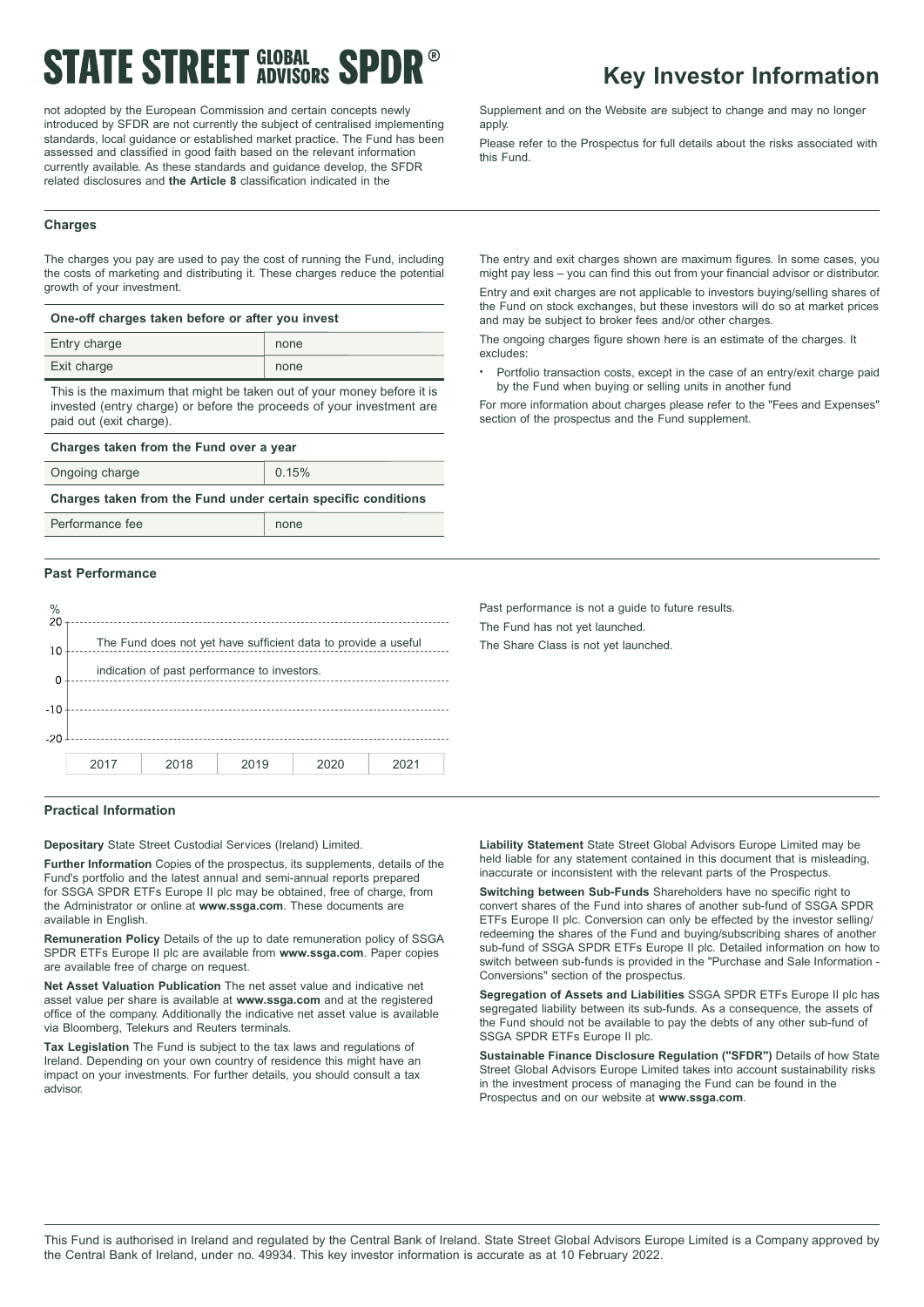not adopted by the European Commission and certain concepts newly introduced by SFDR are not currently the subject of centralised implementing standards, local guidance or established market practice. The Fund has been assessed and classified in good faith based on the relevant information currently available. As these standards and guidance develop, the SFDR related disclosures and **the Article 8** classification indicated in the Supplement and on the Website are subject to change and may no longer apply.

Please refer to the Prospectus for full details about the risks associated with this Fund.

## Charges

The charges you pay are used to pay the cost of running the Fund, including the costs of marketing and distributing it. These charges reduce the potential growth of your investment.

| One-off charges taken before or after you invest | |
|---|---|
| Entry charge | none |
| Exit charge | none |

This is the maximum that might be taken out of your money before it is invested (entry charge) or before the proceeds of your investment are paid out (exit charge).

| Charges taken from the Fund over a year | |
|---|---|
| Ongoing charge | 0.15% |
| **Charges taken from the Fund under certain specific conditions** | |
| Performance fee | none |

The entry and exit charges shown are maximum figures. In some cases, you might pay less – you can find this out from your financial advisor or distributor.

Entry and exit charges are not applicable to investors buying/selling shares of the Fund on stock exchanges, but these investors will do so at market prices and may be subject to broker fees and/or other charges.

The ongoing charges figure shown here is an estimate of the charges. It excludes:

- Portfolio transaction costs, except in the case of an entry/exit charge paid by the Fund when buying or selling units in another fund

For more information about charges please refer to the "Fees and Expenses" section of the prospectus and the Fund supplement.

## Past Performance

%
20
10
0
-10
-20
The Fund does not yet have sufficient data to provide a useful indication of past performance to investors.
2017 2018 2019 2020 2021

Past performance is not a guide to future results.

The Fund has not yet launched.

The Share Class is not yet launched.

## Practical Information

**Depositary** State Street Custodial Services (Ireland) Limited.

**Further Information** Copies of the prospectus, its supplements, details of the Fund's portfolio and the latest annual and semi-annual reports prepared for SSGA SPDR ETFs Europe II plc may be obtained, free of charge, from the Administrator or online at **www.ssga.com**. These documents are available in English.

**Remuneration Policy** Details of the up to date remuneration policy of SSGA SPDR ETFs Europe II plc are available from **www.ssga.com**. Paper copies are available free of charge on request.

**Net Asset Valuation Publication** The net asset value and indicative net asset value per share is available at **www.ssga.com** and at the registered office of the company. Additionally the indicative net asset value is available via Bloomberg, Telekurs and Reuters terminals.

**Tax Legislation** The Fund is subject to the tax laws and regulations of Ireland. Depending on your own country of residence this might have an impact on your investments. For further details, you should consult a tax advisor.

**Liability Statement** State Street Global Advisors Europe Limited may be held liable for any statement contained in this document that is misleading, inaccurate or inconsistent with the relevant parts of the Prospectus.

**Switching between Sub-Funds** Shareholders have no specific right to convert shares of the Fund into shares of another sub-fund of SSGA SPDR ETFs Europe II plc. Conversion can only be effected by the investor selling/redeeming the shares of the Fund and buying/subscribing shares of another sub-fund of SSGA SPDR ETFs Europe II plc. Detailed information on how to switch between sub-funds is provided in the "Purchase and Sale Information - Conversions" section of the prospectus.

**Segregation of Assets and Liabilities** SSGA SPDR ETFs Europe II plc has segregated liability between its sub-funds. As a consequence, the assets of the Fund should not be available to pay the debts of any other sub-fund of SSGA SPDR ETFs Europe II plc.

**Sustainable Finance Disclosure Regulation ("SFDR")** Details of how State Street Global Advisors Europe Limited takes into account sustainability risks in the investment process of managing the Fund can be found in the Prospectus and on our website at **www.ssga.com**.

This Fund is authorised in Ireland and regulated by the Central Bank of Ireland. State Street Global Advisors Europe Limited is a Company approved by the Central Bank of Ireland, under no. 49934. This key investor information is accurate as at 10 February 2022.